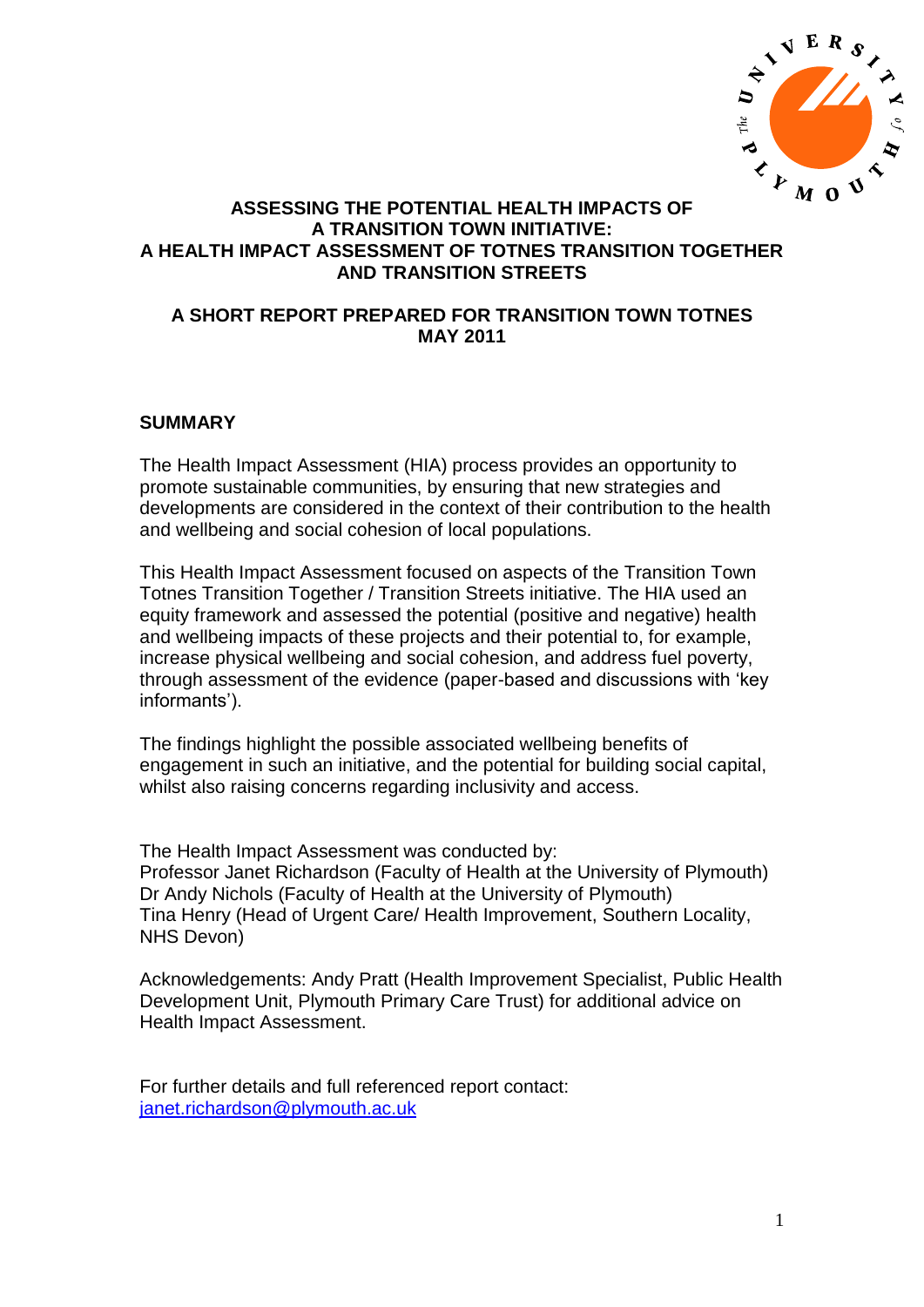# ASSESSING THE POTENTIAL HEALTH IMPACTS OF A TRANSITION TOWN INITIATIVE: A HEALTH IMPACT ASSESSMENT OF TOTNES TRANSITION TOGETHER AND TRANSITION STREETS

**A SHORT REPORT PREPARED FOR TRANSITION TOWN TOTNES**
**MAY 2011**

## SUMMARY

The Health Impact Assessment (HIA) process provides an opportunity to promote sustainable communities, by ensuring that new strategies and developments are considered in the context of their contribution to the health and wellbeing and social cohesion of local populations.

This Health Impact Assessment focused on aspects of the Transition Town Totnes Transition Together / Transition Streets initiative. The HIA used an equity framework and assessed the potential (positive and negative) health and wellbeing impacts of these projects and their potential to, for example, increase physical wellbeing and social cohesion, and address fuel poverty, through assessment of the evidence (paper-based and discussions with 'key informants').

The findings highlight the possible associated wellbeing benefits of engagement in such an initiative, and the potential for building social capital, whilst also raising concerns regarding inclusivity and access.

The Health Impact Assessment was conducted by:
Professor Janet Richardson (Faculty of Health at the University of Plymouth)
Dr Andy Nichols (Faculty of Health at the University of Plymouth)
Tina Henry (Head of Urgent Care/ Health Improvement, Southern Locality, NHS Devon)

Acknowledgements: Andy Pratt (Health Improvement Specialist, Public Health Development Unit, Plymouth Primary Care Trust) for additional advice on Health Impact Assessment.

For further details and full referenced report contact:
janet.richardson@plymouth.ac.uk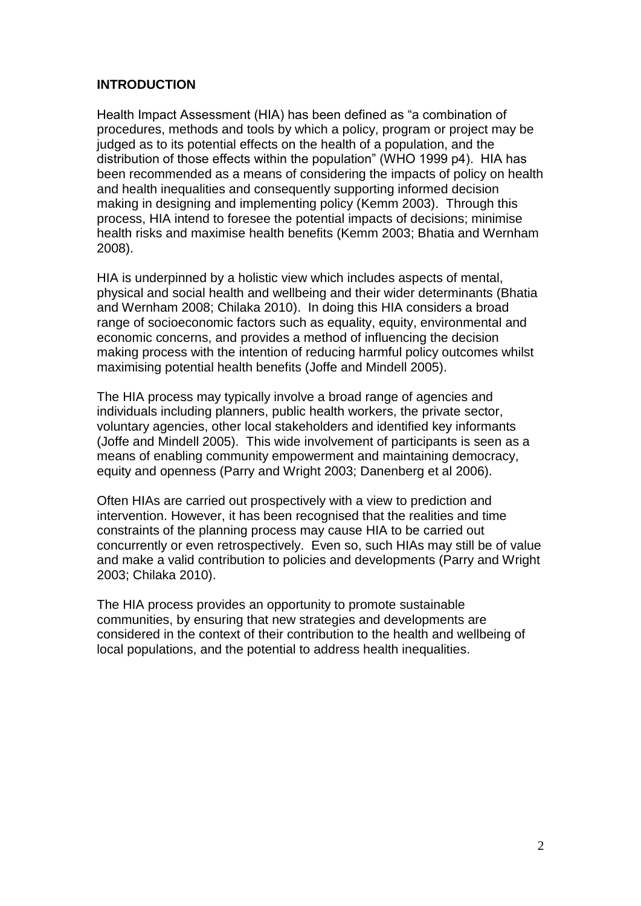## INTRODUCTION

Health Impact Assessment (HIA) has been defined as "a combination of procedures, methods and tools by which a policy, program or project may be judged as to its potential effects on the health of a population, and the distribution of those effects within the population" (WHO 1999 p4). HIA has been recommended as a means of considering the impacts of policy on health and health inequalities and consequently supporting informed decision making in designing and implementing policy (Kemm 2003). Through this process, HIA intend to foresee the potential impacts of decisions; minimise health risks and maximise health benefits (Kemm 2003; Bhatia and Wernham 2008).

HIA is underpinned by a holistic view which includes aspects of mental, physical and social health and wellbeing and their wider determinants (Bhatia and Wernham 2008; Chilaka 2010). In doing this HIA considers a broad range of socioeconomic factors such as equality, equity, environmental and economic concerns, and provides a method of influencing the decision making process with the intention of reducing harmful policy outcomes whilst maximising potential health benefits (Joffe and Mindell 2005).

The HIA process may typically involve a broad range of agencies and individuals including planners, public health workers, the private sector, voluntary agencies, other local stakeholders and identified key informants (Joffe and Mindell 2005). This wide involvement of participants is seen as a means of enabling community empowerment and maintaining democracy, equity and openness (Parry and Wright 2003; Danenberg et al 2006).

Often HIAs are carried out prospectively with a view to prediction and intervention. However, it has been recognised that the realities and time constraints of the planning process may cause HIA to be carried out concurrently or even retrospectively. Even so, such HIAs may still be of value and make a valid contribution to policies and developments (Parry and Wright 2003; Chilaka 2010).

The HIA process provides an opportunity to promote sustainable communities, by ensuring that new strategies and developments are considered in the context of their contribution to the health and wellbeing of local populations, and the potential to address health inequalities.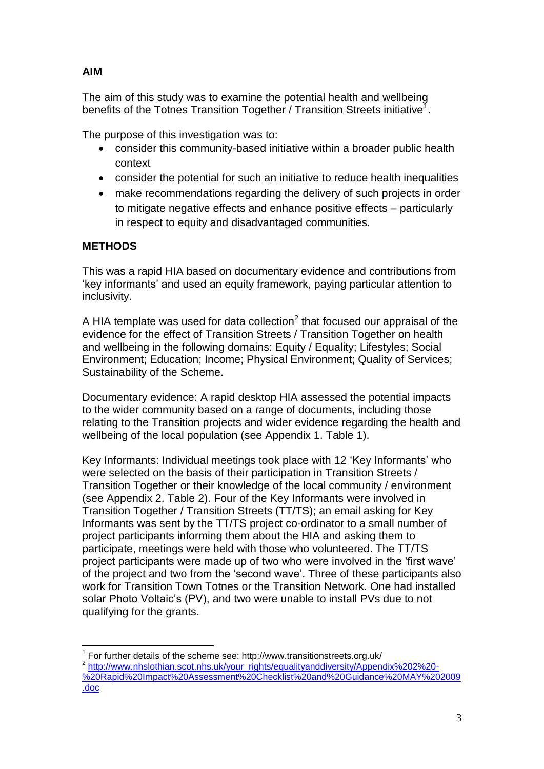## AIM

The aim of this study was to examine the potential health and wellbeing benefits of the Totnes Transition Together / Transition Streets initiative[1].

The purpose of this investigation was to:

- consider this community-based initiative within a broader public health context
- consider the potential for such an initiative to reduce health inequalities
- make recommendations regarding the delivery of such projects in order to mitigate negative effects and enhance positive effects – particularly in respect to equity and disadvantaged communities.

## METHODS

This was a rapid HIA based on documentary evidence and contributions from 'key informants' and used an equity framework, paying particular attention to inclusivity.

A HIA template was used for data collection[2] that focused our appraisal of the evidence for the effect of Transition Streets / Transition Together on health and wellbeing in the following domains: Equity / Equality; Lifestyles; Social Environment; Education; Income; Physical Environment; Quality of Services; Sustainability of the Scheme.

Documentary evidence: A rapid desktop HIA assessed the potential impacts to the wider community based on a range of documents, including those relating to the Transition projects and wider evidence regarding the health and wellbeing of the local population (see Appendix 1. Table 1).

Key Informants: Individual meetings took place with 12 'Key Informants' who were selected on the basis of their participation in Transition Streets / Transition Together or their knowledge of the local community / environment (see Appendix 2. Table 2). Four of the Key Informants were involved in Transition Together / Transition Streets (TT/TS); an email asking for Key Informants was sent by the TT/TS project co-ordinator to a small number of project participants informing them about the HIA and asking them to participate, meetings were held with those who volunteered. The TT/TS project participants were made up of two who were involved in the 'first wave' of the project and two from the 'second wave'. Three of these participants also work for Transition Town Totnes or the Transition Network. One had installed solar Photo Voltaic's (PV), and two were unable to install PVs due to not qualifying for the grants.

---

[1] For further details of the scheme see: http://www.transitionstreets.org.uk/

[2] http://www.nhslothian.scot.nhs.uk/your_rights/equalityanddiversity/Appendix%202%20-%20Rapid%20Impact%20Assessment%20Checklist%20and%20Guidance%20MAY%202009.doc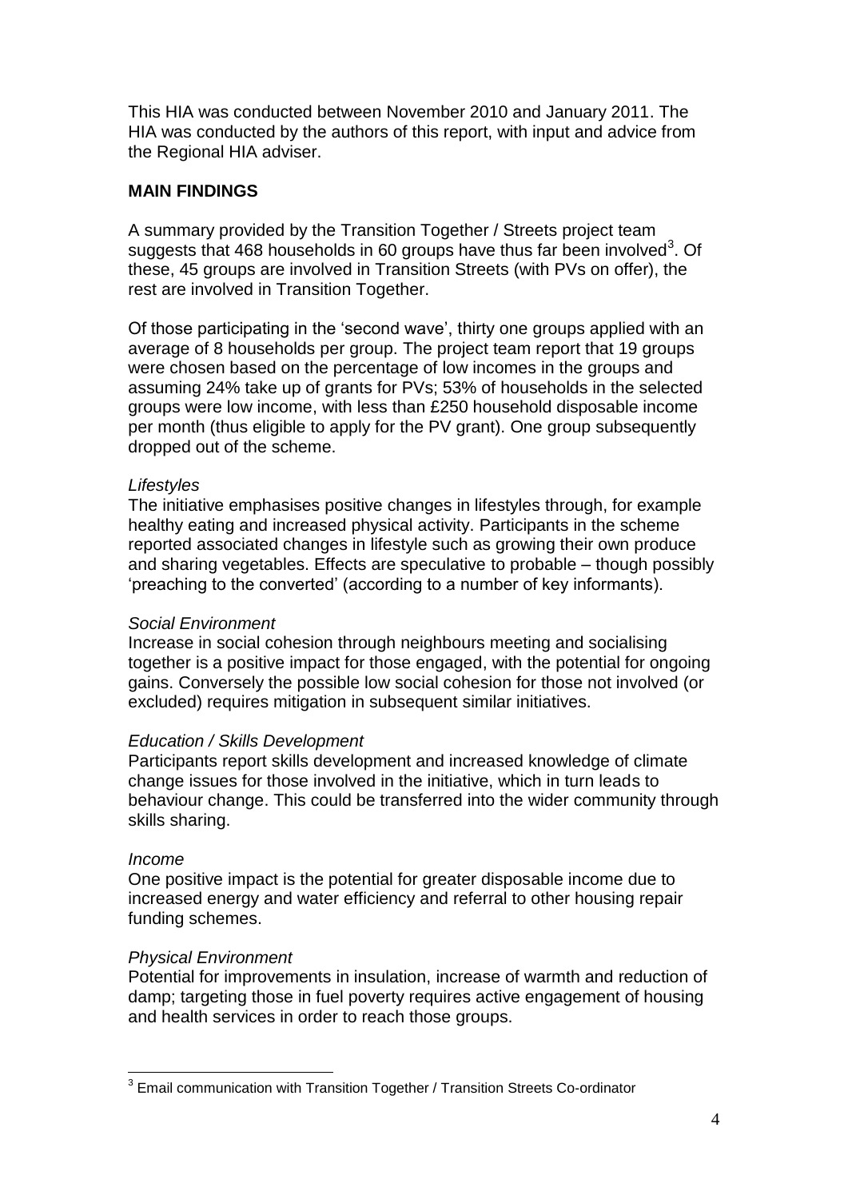This HIA was conducted between November 2010 and January 2011. The HIA was conducted by the authors of this report, with input and advice from the Regional HIA adviser.

## MAIN FINDINGS

A summary provided by the Transition Together / Streets project team suggests that 468 households in 60 groups have thus far been involved[3]. Of these, 45 groups are involved in Transition Streets (with PVs on offer), the rest are involved in Transition Together.

Of those participating in the 'second wave', thirty one groups applied with an average of 8 households per group. The project team report that 19 groups were chosen based on the percentage of low incomes in the groups and assuming 24% take up of grants for PVs; 53% of households in the selected groups were low income, with less than £250 household disposable income per month (thus eligible to apply for the PV grant). One group subsequently dropped out of the scheme.

*Lifestyles*

The initiative emphasises positive changes in lifestyles through, for example healthy eating and increased physical activity. Participants in the scheme reported associated changes in lifestyle such as growing their own produce and sharing vegetables. Effects are speculative to probable – though possibly 'preaching to the converted' (according to a number of key informants).

*Social Environment*

Increase in social cohesion through neighbours meeting and socialising together is a positive impact for those engaged, with the potential for ongoing gains. Conversely the possible low social cohesion for those not involved (or excluded) requires mitigation in subsequent similar initiatives.

*Education / Skills Development*

Participants report skills development and increased knowledge of climate change issues for those involved in the initiative, which in turn leads to behaviour change. This could be transferred into the wider community through skills sharing.

*Income*

One positive impact is the potential for greater disposable income due to increased energy and water efficiency and referral to other housing repair funding schemes.

*Physical Environment*

Potential for improvements in insulation, increase of warmth and reduction of damp; targeting those in fuel poverty requires active engagement of housing and health services in order to reach those groups.

[3] Email communication with Transition Together / Transition Streets Co-ordinator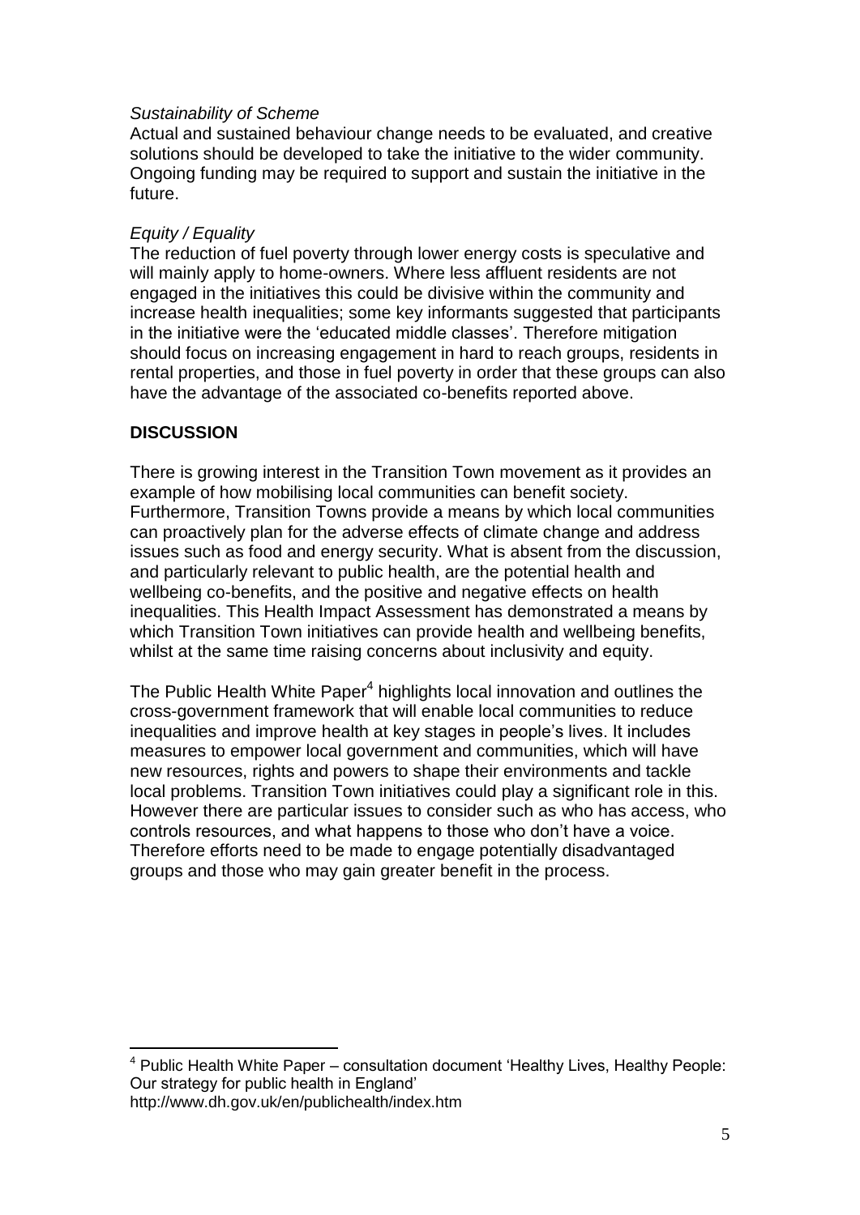*Sustainability of Scheme*

Actual and sustained behaviour change needs to be evaluated, and creative solutions should be developed to take the initiative to the wider community. Ongoing funding may be required to support and sustain the initiative in the future.

*Equity / Equality*

The reduction of fuel poverty through lower energy costs is speculative and will mainly apply to home-owners. Where less affluent residents are not engaged in the initiatives this could be divisive within the community and increase health inequalities; some key informants suggested that participants in the initiative were the 'educated middle classes'. Therefore mitigation should focus on increasing engagement in hard to reach groups, residents in rental properties, and those in fuel poverty in order that these groups can also have the advantage of the associated co-benefits reported above.

## DISCUSSION

There is growing interest in the Transition Town movement as it provides an example of how mobilising local communities can benefit society. Furthermore, Transition Towns provide a means by which local communities can proactively plan for the adverse effects of climate change and address issues such as food and energy security. What is absent from the discussion, and particularly relevant to public health, are the potential health and wellbeing co-benefits, and the positive and negative effects on health inequalities. This Health Impact Assessment has demonstrated a means by which Transition Town initiatives can provide health and wellbeing benefits, whilst at the same time raising concerns about inclusivity and equity.

The Public Health White Paper[4] highlights local innovation and outlines the cross-government framework that will enable local communities to reduce inequalities and improve health at key stages in people's lives. It includes measures to empower local government and communities, which will have new resources, rights and powers to shape their environments and tackle local problems. Transition Town initiatives could play a significant role in this. However there are particular issues to consider such as who has access, who controls resources, and what happens to those who don't have a voice. Therefore efforts need to be made to engage potentially disadvantaged groups and those who may gain greater benefit in the process.

---

[4] Public Health White Paper – consultation document 'Healthy Lives, Healthy People: Our strategy for public health in England'
http://www.dh.gov.uk/en/publichealth/index.htm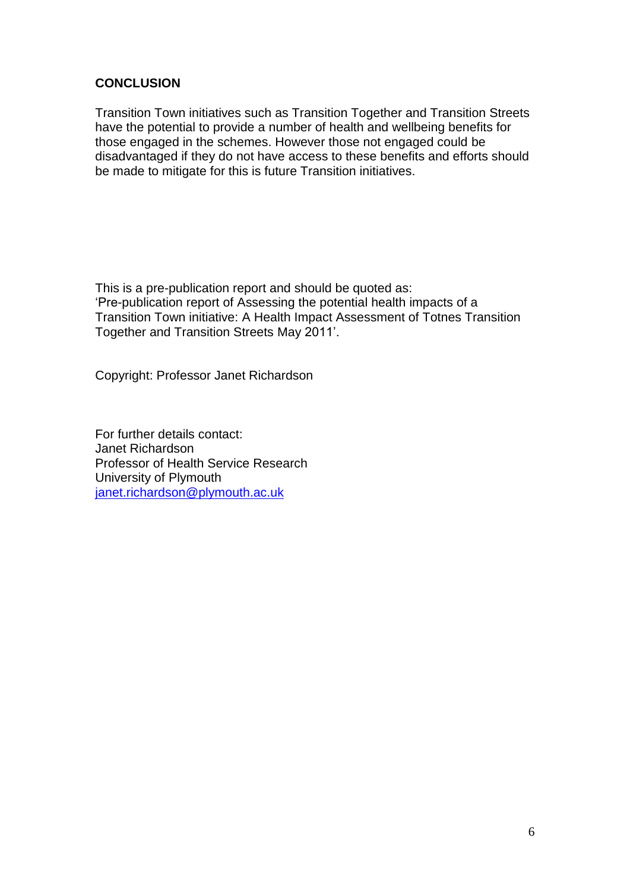## CONCLUSION

Transition Town initiatives such as Transition Together and Transition Streets have the potential to provide a number of health and wellbeing benefits for those engaged in the schemes. However those not engaged could be disadvantaged if they do not have access to these benefits and efforts should be made to mitigate for this is future Transition initiatives.

This is a pre-publication report and should be quoted as:
'Pre-publication report of Assessing the potential health impacts of a Transition Town initiative: A Health Impact Assessment of Totnes Transition Together and Transition Streets May 2011'.

Copyright: Professor Janet Richardson

For further details contact:
Janet Richardson
Professor of Health Service Research
University of Plymouth
janet.richardson@plymouth.ac.uk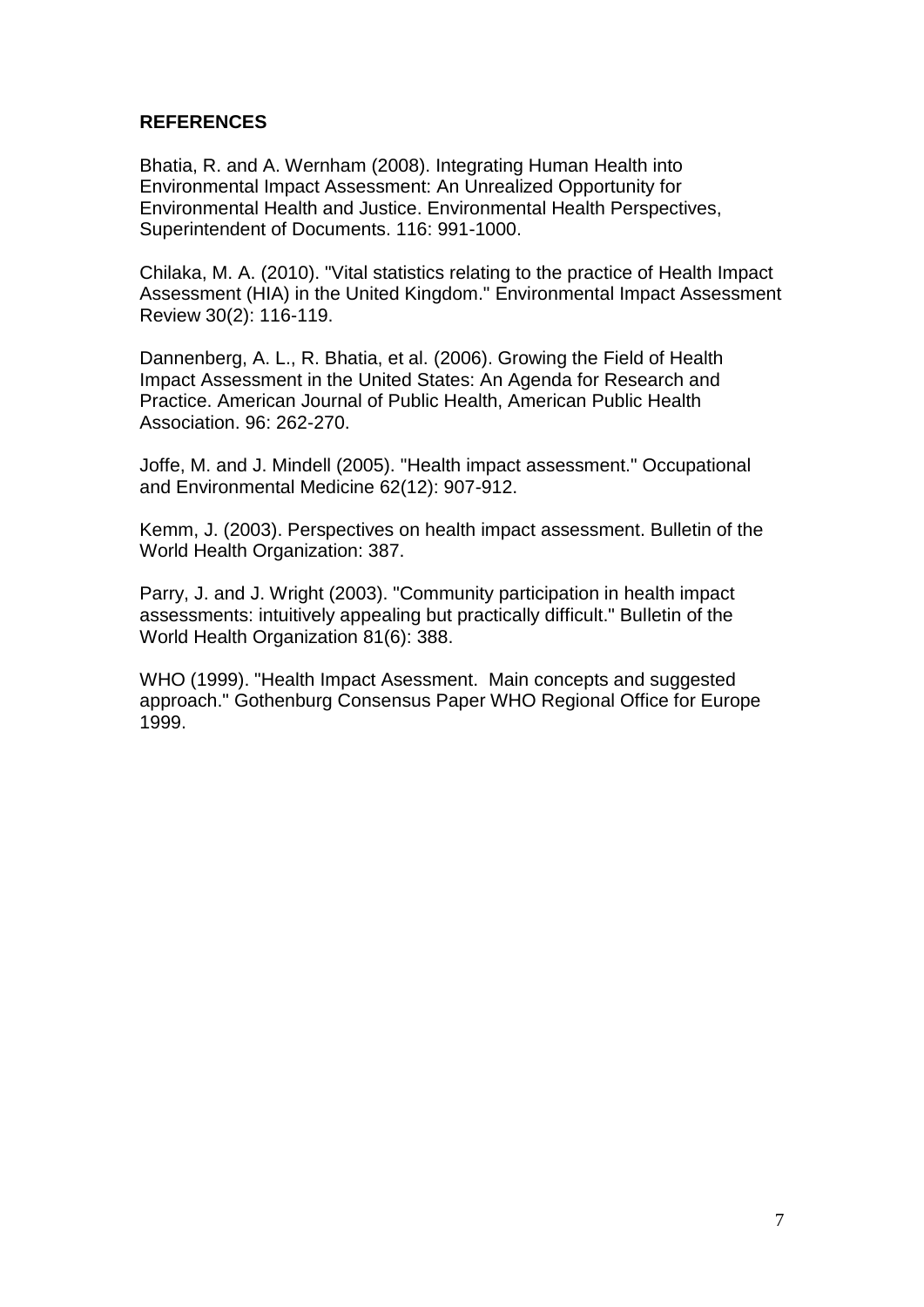## REFERENCES

Bhatia, R. and A. Wernham (2008). Integrating Human Health into Environmental Impact Assessment: An Unrealized Opportunity for Environmental Health and Justice. Environmental Health Perspectives, Superintendent of Documents. 116: 991-1000.

Chilaka, M. A. (2010). "Vital statistics relating to the practice of Health Impact Assessment (HIA) in the United Kingdom." Environmental Impact Assessment Review 30(2): 116-119.

Dannenberg, A. L., R. Bhatia, et al. (2006). Growing the Field of Health Impact Assessment in the United States: An Agenda for Research and Practice. American Journal of Public Health, American Public Health Association. 96: 262-270.

Joffe, M. and J. Mindell (2005). "Health impact assessment." Occupational and Environmental Medicine 62(12): 907-912.

Kemm, J. (2003). Perspectives on health impact assessment. Bulletin of the World Health Organization: 387.

Parry, J. and J. Wright (2003). "Community participation in health impact assessments: intuitively appealing but practically difficult." Bulletin of the World Health Organization 81(6): 388.

WHO (1999). "Health Impact Asessment. Main concepts and suggested approach." Gothenburg Consensus Paper WHO Regional Office for Europe 1999.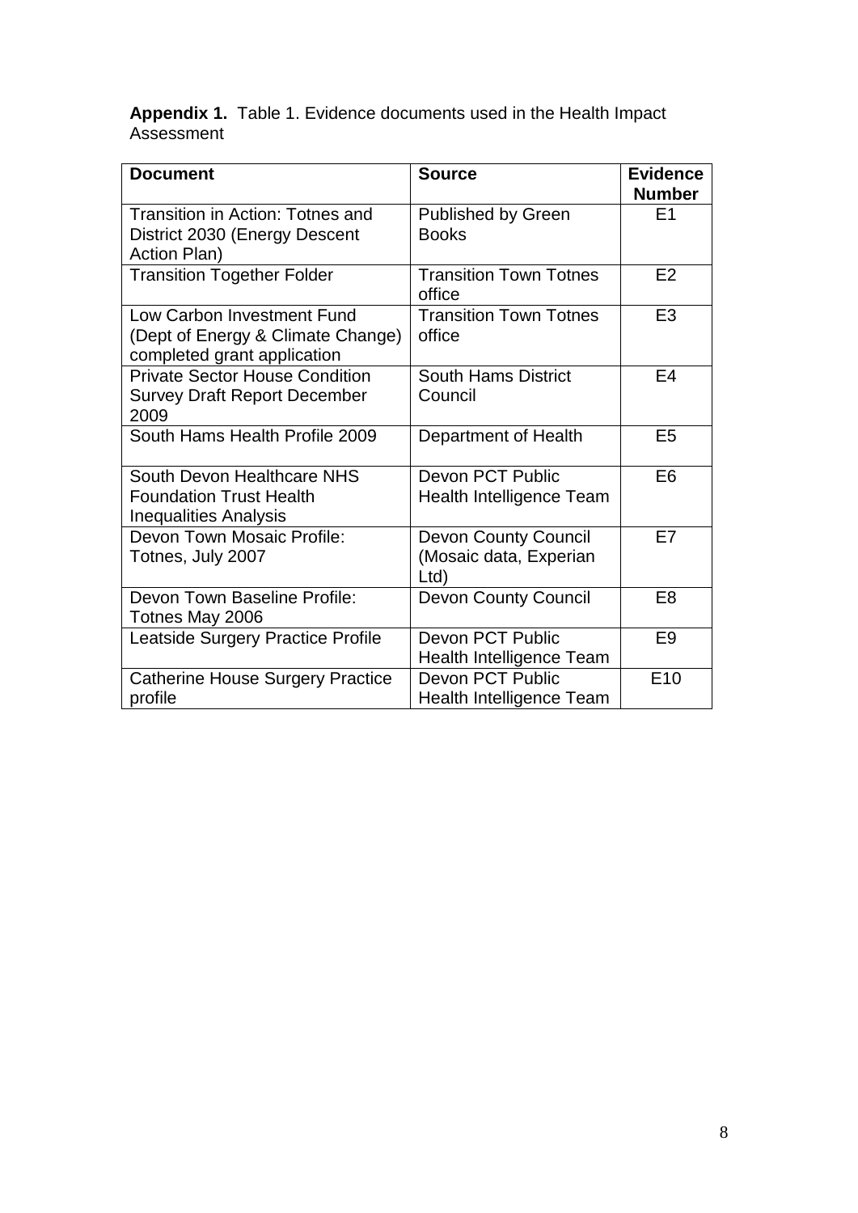**Appendix 1.** Table 1. Evidence documents used in the Health Impact Assessment

| Document | Source | Evidence Number |
|---|---|---|
| Transition in Action: Totnes and District 2030 (Energy Descent Action Plan) | Published by Green Books | E1 |
| Transition Together Folder | Transition Town Totnes office | E2 |
| Low Carbon Investment Fund (Dept of Energy & Climate Change) completed grant application | Transition Town Totnes office | E3 |
| Private Sector House Condition Survey Draft Report December 2009 | South Hams District Council | E4 |
| South Hams Health Profile 2009 | Department of Health | E5 |
| South Devon Healthcare NHS Foundation Trust Health Inequalities Analysis | Devon PCT Public Health Intelligence Team | E6 |
| Devon Town Mosaic Profile: Totnes, July 2007 | Devon County Council (Mosaic data, Experian Ltd) | E7 |
| Devon Town Baseline Profile: Totnes May 2006 | Devon County Council | E8 |
| Leatside Surgery Practice Profile | Devon PCT Public Health Intelligence Team | E9 |
| Catherine House Surgery Practice profile | Devon PCT Public Health Intelligence Team | E10 |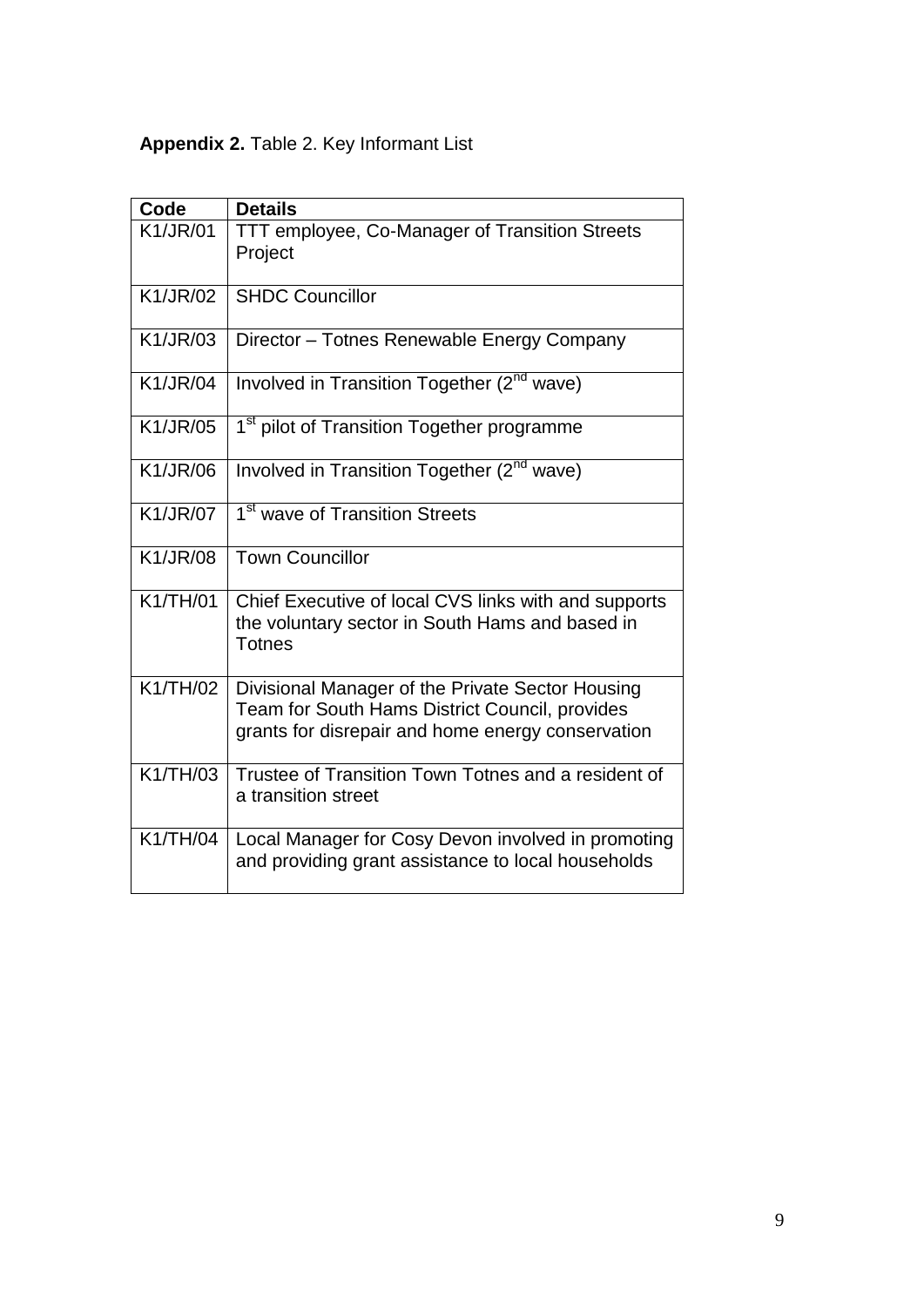**Appendix 2.** Table 2. Key Informant List

| Code | Details |
|---|---|
| K1/JR/01 | TTT employee, Co-Manager of Transition Streets Project |
| K1/JR/02 | SHDC Councillor |
| K1/JR/03 | Director – Totnes Renewable Energy Company |
| K1/JR/04 | Involved in Transition Together (2nd wave) |
| K1/JR/05 | 1st pilot of Transition Together programme |
| K1/JR/06 | Involved in Transition Together (2nd wave) |
| K1/JR/07 | 1st wave of Transition Streets |
| K1/JR/08 | Town Councillor |
| K1/TH/01 | Chief Executive of local CVS links with and supports the voluntary sector in South Hams and based in Totnes |
| K1/TH/02 | Divisional Manager of the Private Sector Housing Team for South Hams District Council, provides grants for disrepair and home energy conservation |
| K1/TH/03 | Trustee of Transition Town Totnes and a resident of a transition street |
| K1/TH/04 | Local Manager for Cosy Devon involved in promoting and providing grant assistance to local households |